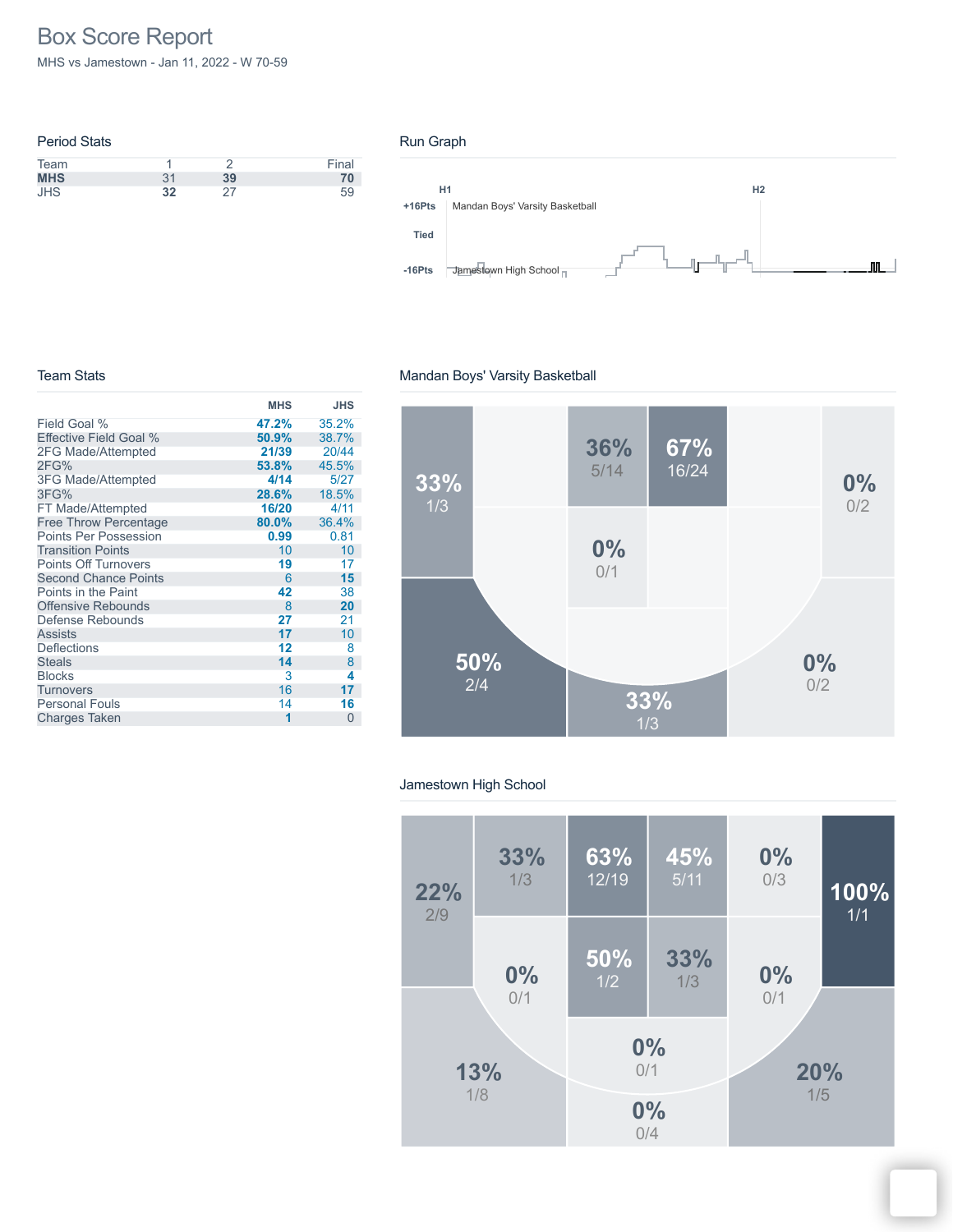# Box Score Report

MHS vs Jamestown - Jan 11, 2022 - W 70-59

## Period Stats

| Team | 1 | 2 | Final |
|---|---|---|---|
| **MHS** | 31 | **39** | **70** |
| JHS | **32** | 27 | 59 |

## Run Graph

H1 | H2

+16Pts — Mandan Boys' Varsity Basketball

Tied

-16Pts — Jamestown High School

## Team Stats

| | MHS | JHS |
|---|---|---|
| Field Goal % | **47.2%** | 35.2% |
| Effective Field Goal % | **50.9%** | 38.7% |
| 2FG Made/Attempted | **21/39** | 20/44 |
| 2FG% | **53.8%** | 45.5% |
| 3FG Made/Attempted | **4/14** | 5/27 |
| 3FG% | **28.6%** | 18.5% |
| FT Made/Attempted | **16/20** | 4/11 |
| Free Throw Percentage | **80.0%** | 36.4% |
| Points Per Possession | **0.99** | 0.81 |
| Transition Points | 10 | 10 |
| Points Off Turnovers | **19** | 17 |
| Second Chance Points | 6 | **15** |
| Points in the Paint | **42** | 38 |
| Offensive Rebounds | 8 | **20** |
| Defense Rebounds | **27** | 21 |
| Assists | **17** | 10 |
| Deflections | **12** | 8 |
| Steals | **14** | 8 |
| Blocks | 3 | **4** |
| Turnovers | 16 | **17** |
| Personal Fouls | 14 | **16** |
| Charges Taken | **1** | 0 |

## Mandan Boys' Varsity Basketball

33% 1/3

36% 5/14

67% 16/24

0% 0/2

0% 0/1

50% 2/4

33% 1/3

0% 0/2

## Jamestown High School

22% 2/9

33% 1/3

63% 12/19

45% 5/11

0% 0/3

100% 1/1

0% 0/1

50% 1/2

33% 1/3

0% 0/1

0% 0/1

13% 1/8

20% 1/5

0% 0/4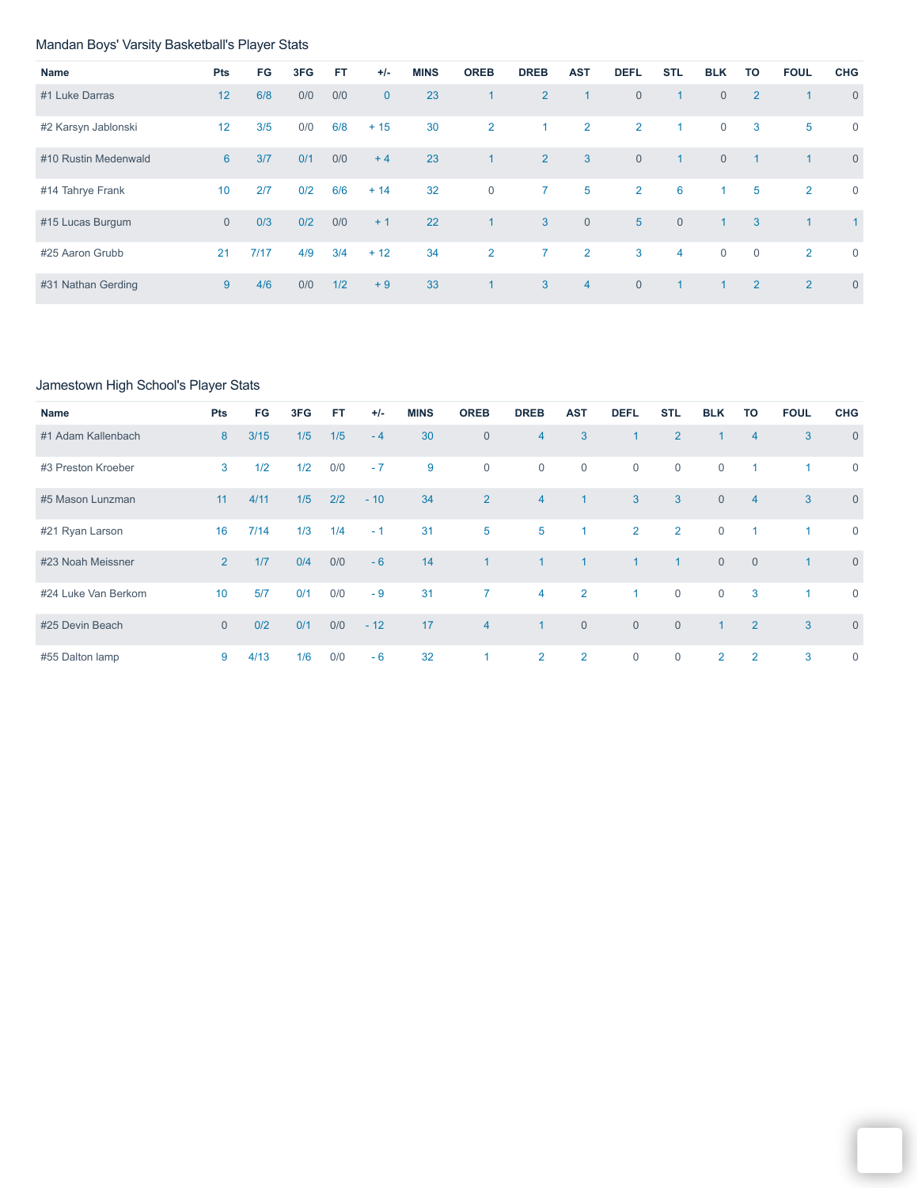Mandan Boys' Varsity Basketball's Player Stats

| Name | Pts | FG | 3FG | FT | +/- | MINS | OREB | DREB | AST | DEFL | STL | BLK | TO | FOUL | CHG |
|---|---|---|---|---|---|---|---|---|---|---|---|---|---|---|---|
| #1 Luke Darras | 12 | 6/8 | 0/0 | 0/0 | 0 | 23 | 1 | 2 | 1 | 0 | 1 | 0 | 2 | 1 | 0 |
| #2 Karsyn Jablonski | 12 | 3/5 | 0/0 | 6/8 | + 15 | 30 | 2 | 1 | 2 | 2 | 1 | 0 | 3 | 5 | 0 |
| #10 Rustin Medenwald | 6 | 3/7 | 0/1 | 0/0 | + 4 | 23 | 1 | 2 | 3 | 0 | 1 | 0 | 1 | 1 | 0 |
| #14 Tahrye Frank | 10 | 2/7 | 0/2 | 6/6 | + 14 | 32 | 0 | 7 | 5 | 2 | 6 | 1 | 5 | 2 | 0 |
| #15 Lucas Burgum | 0 | 0/3 | 0/2 | 0/0 | + 1 | 22 | 1 | 3 | 0 | 5 | 0 | 1 | 3 | 1 | 1 |
| #25 Aaron Grubb | 21 | 7/17 | 4/9 | 3/4 | + 12 | 34 | 2 | 7 | 2 | 3 | 4 | 0 | 0 | 2 | 0 |
| #31 Nathan Gerding | 9 | 4/6 | 0/0 | 1/2 | + 9 | 33 | 1 | 3 | 4 | 0 | 1 | 1 | 2 | 2 | 0 |

Jamestown High School's Player Stats

| Name | Pts | FG | 3FG | FT | +/- | MINS | OREB | DREB | AST | DEFL | STL | BLK | TO | FOUL | CHG |
|---|---|---|---|---|---|---|---|---|---|---|---|---|---|---|---|
| #1 Adam Kallenbach | 8 | 3/15 | 1/5 | 1/5 | - 4 | 30 | 0 | 4 | 3 | 1 | 2 | 1 | 4 | 3 | 0 |
| #3 Preston Kroeber | 3 | 1/2 | 1/2 | 0/0 | - 7 | 9 | 0 | 0 | 0 | 0 | 0 | 0 | 1 | 1 | 0 |
| #5 Mason Lunzman | 11 | 4/11 | 1/5 | 2/2 | - 10 | 34 | 2 | 4 | 1 | 3 | 3 | 0 | 4 | 3 | 0 |
| #21 Ryan Larson | 16 | 7/14 | 1/3 | 1/4 | - 1 | 31 | 5 | 5 | 1 | 2 | 2 | 0 | 1 | 1 | 0 |
| #23 Noah Meissner | 2 | 1/7 | 0/4 | 0/0 | - 6 | 14 | 1 | 1 | 1 | 1 | 1 | 0 | 0 | 1 | 0 |
| #24 Luke Van Berkom | 10 | 5/7 | 0/1 | 0/0 | - 9 | 31 | 7 | 4 | 2 | 1 | 0 | 0 | 3 | 1 | 0 |
| #25 Devin Beach | 0 | 0/2 | 0/1 | 0/0 | - 12 | 17 | 4 | 1 | 0 | 0 | 0 | 1 | 2 | 3 | 0 |
| #55 Dalton lamp | 9 | 4/13 | 1/6 | 0/0 | - 6 | 32 | 1 | 2 | 2 | 0 | 0 | 2 | 2 | 3 | 0 |